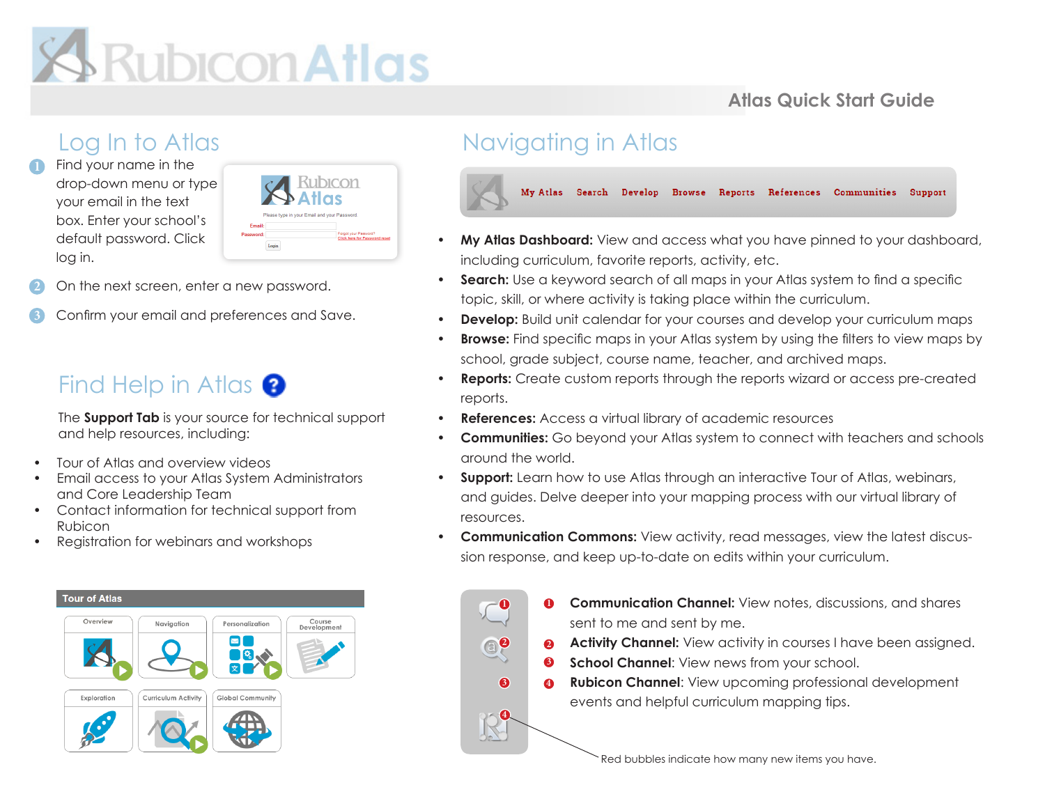# RubiconAtlas

Atlas Quick Start Guide

## Log In to Atlas

1. Find your name in the drop-down menu or type your email in the text box. Enter your school's default password. Click log in.
2. On the next screen, enter a new password.
3. Confirm your email and preferences and Save.

## Find Help in Atlas

The **Support Tab** is your source for technical support and help resources, including:

- Tour of Atlas and overview videos
- Email access to your Atlas System Administrators and Core Leadership Team
- Contact information for technical support from Rubicon
- Registration for webinars and workshops

**Tour of Atlas**

Overview | Navigation | Personalization | Course Development | Exploration | Curriculum Activity | Global Community

## Navigating in Atlas

My Atlas | Search | Develop | Browse | Reports | References | Communities | Support

- **My Atlas Dashboard:** View and access what you have pinned to your dashboard, including curriculum, favorite reports, activity, etc.
- **Search:** Use a keyword search of all maps in your Atlas system to find a specific topic, skill, or where activity is taking place within the curriculum.
- **Develop:** Build unit calendar for your courses and develop your curriculum maps
- **Browse:** Find specific maps in your Atlas system by using the filters to view maps by school, grade subject, course name, teacher, and archived maps.
- **Reports:** Create custom reports through the reports wizard or access pre-created reports.
- **References:** Access a virtual library of academic resources
- **Communities:** Go beyond your Atlas system to connect with teachers and schools around the world.
- **Support:** Learn how to use Atlas through an interactive Tour of Atlas, webinars, and guides. Delve deeper into your mapping process with our virtual library of resources.
- **Communication Commons:** View activity, read messages, view the latest discussion response, and keep up-to-date on edits within your curriculum.

1. **Communication Channel:** View notes, discussions, and shares sent to me and sent by me.
2. **Activity Channel:** View activity in courses I have been assigned.
3. **School Channel**: View news from your school.
4. **Rubicon Channel**: View upcoming professional development events and helpful curriculum mapping tips.

Red bubbles indicate how many new items you have.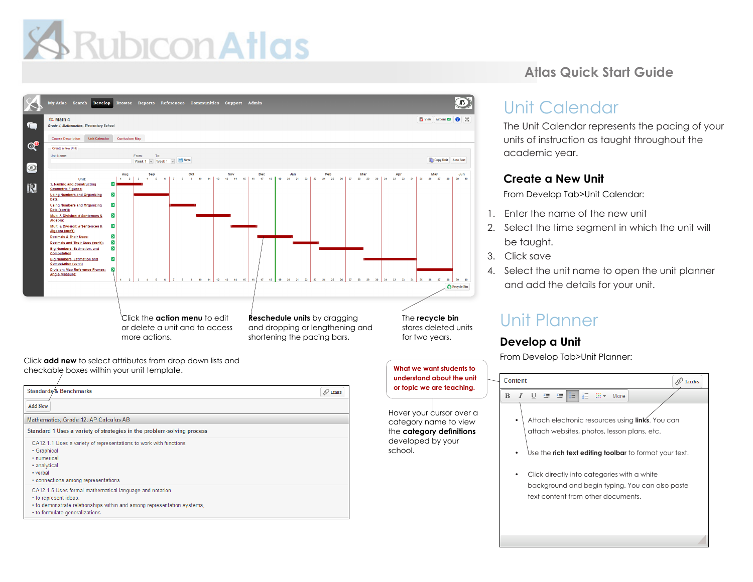# RubiconAtlas

Atlas Quick Start Guide

## Unit Calendar

The Unit Calendar represents the pacing of your units of instruction as taught throughout the academic year.

### Create a New Unit

From Develop Tab>Unit Calendar:

1. Enter the name of the new unit
2. Select the time segment in which the unit will be taught.
3. Click save
4. Select the unit name to open the unit planner and add the details for your unit.

Click the **action menu** to edit or delete a unit and to access more actions.

**Reschedule units** by dragging and dropping or lengthening and shortening the pacing bars.

The **recycle bin** stores deleted units for two years.

## Unit Planner

### Develop a Unit

From Develop Tab>Unit Planner:

Click **add new** to select attributes from drop down lists and checkable boxes within your unit template.

Standards & Benchmarks

Add New

Mathematics, Grade 12, AP Calculus AB

Standard 1 Uses a variety of strategies in the problem-solving process

CA12.1.1 Uses a variety of representations to work with functions
- Graphical
- numerical
- analytical
- verbal
- connections among representations

CA12.1.5 Uses formal mathematical language and notation
- to represent ideas.
- to demonstrate relationships within and among representation systems,
- to formulate generalizations

What we want students to understand about the unit or topic we are teaching.

Hover your cursor over a category name to view the **category definitions** developed by your school.

- Attach electronic resources using **links**. You can attach websites, photos, lesson plans, etc.
- Use the **rich text editing toolbar** to format your text.
- Click directly into categories with a white background and begin typing. You can also paste text content from other documents.